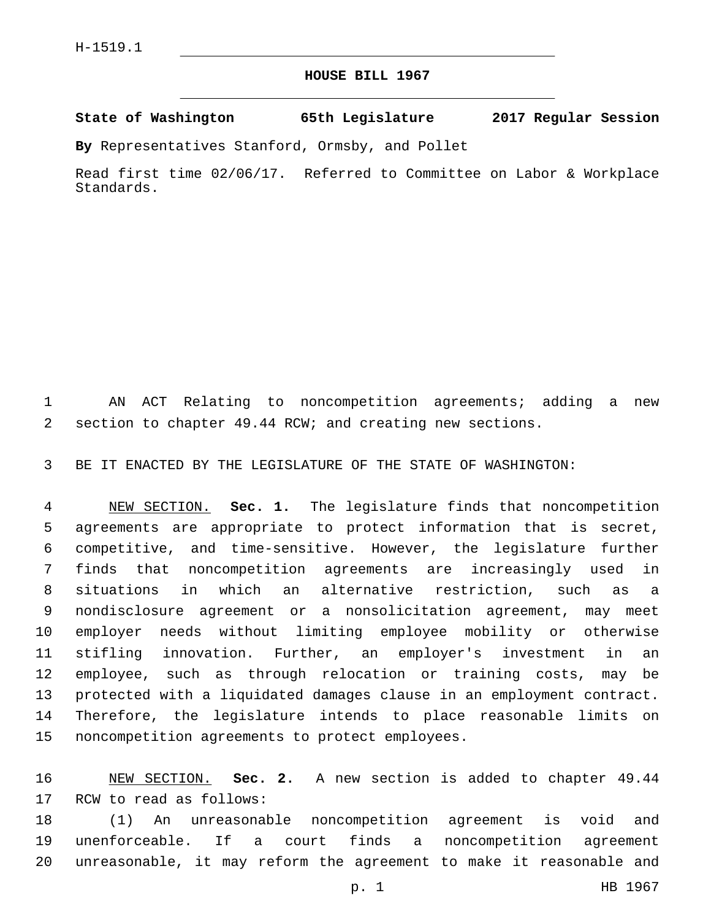H-1519.1

# HOUSE BILL 1967

**State of Washington 65th Legislature 2017 Regular Session**

**By** Representatives Stanford, Ormsby, and Pollet

Read first time 02/06/17. Referred to Committee on Labor & Workplace Standards.

AN ACT Relating to noncompetition agreements; adding a new section to chapter 49.44 RCW; and creating new sections.

BE IT ENACTED BY THE LEGISLATURE OF THE STATE OF WASHINGTON:

NEW SECTION. **Sec. 1.** The legislature finds that noncompetition agreements are appropriate to protect information that is secret, competitive, and time-sensitive. However, the legislature further finds that noncompetition agreements are increasingly used in situations in which an alternative restriction, such as a nondisclosure agreement or a nonsolicitation agreement, may meet employer needs without limiting employee mobility or otherwise stifling innovation. Further, an employer's investment in an employee, such as through relocation or training costs, may be protected with a liquidated damages clause in an employment contract. Therefore, the legislature intends to place reasonable limits on noncompetition agreements to protect employees.

NEW SECTION. **Sec. 2.** A new section is added to chapter 49.44 RCW to read as follows:

(1) An unreasonable noncompetition agreement is void and unenforceable. If a court finds a noncompetition agreement unreasonable, it may reform the agreement to make it reasonable and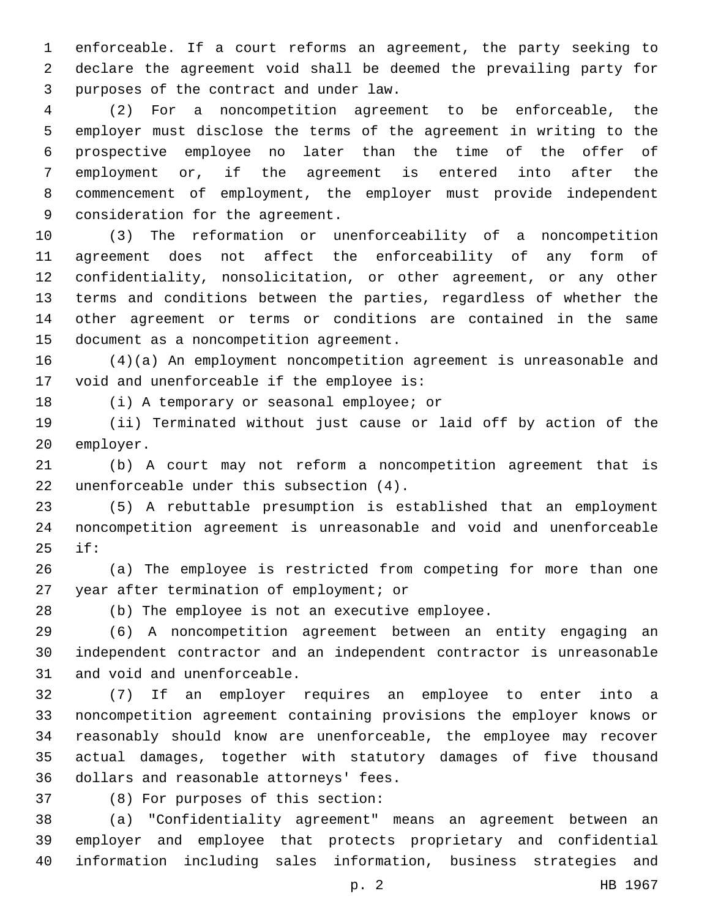enforceable. If a court reforms an agreement, the party seeking to declare the agreement void shall be deemed the prevailing party for purposes of the contract and under law.

(2) For a noncompetition agreement to be enforceable, the employer must disclose the terms of the agreement in writing to the prospective employee no later than the time of the offer of employment or, if the agreement is entered into after the commencement of employment, the employer must provide independent consideration for the agreement.

(3) The reformation or unenforceability of a noncompetition agreement does not affect the enforceability of any form of confidentiality, nonsolicitation, or other agreement, or any other terms and conditions between the parties, regardless of whether the other agreement or terms or conditions are contained in the same document as a noncompetition agreement.

(4)(a) An employment noncompetition agreement is unreasonable and void and unenforceable if the employee is:

(i) A temporary or seasonal employee; or

(ii) Terminated without just cause or laid off by action of the employer.

(b) A court may not reform a noncompetition agreement that is unenforceable under this subsection (4).

(5) A rebuttable presumption is established that an employment noncompetition agreement is unreasonable and void and unenforceable if:

(a) The employee is restricted from competing for more than one year after termination of employment; or

(b) The employee is not an executive employee.

(6) A noncompetition agreement between an entity engaging an independent contractor and an independent contractor is unreasonable and void and unenforceable.

(7) If an employer requires an employee to enter into a noncompetition agreement containing provisions the employer knows or reasonably should know are unenforceable, the employee may recover actual damages, together with statutory damages of five thousand dollars and reasonable attorneys' fees.

(8) For purposes of this section:

(a) "Confidentiality agreement" means an agreement between an employer and employee that protects proprietary and confidential information including sales information, business strategies and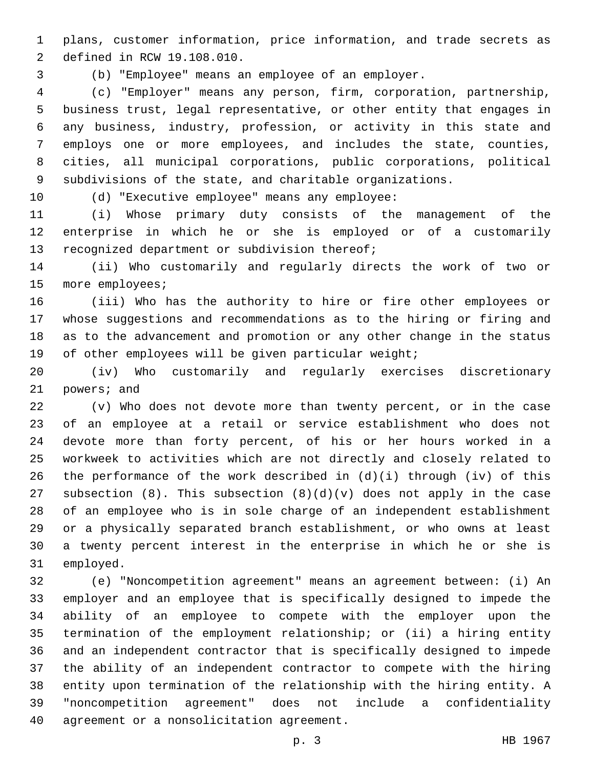plans, customer information, price information, and trade secrets as defined in RCW 19.108.010.

(b) "Employee" means an employee of an employer.

(c) "Employer" means any person, firm, corporation, partnership, business trust, legal representative, or other entity that engages in any business, industry, profession, or activity in this state and employs one or more employees, and includes the state, counties, cities, all municipal corporations, public corporations, political subdivisions of the state, and charitable organizations.

(d) "Executive employee" means any employee:

(i) Whose primary duty consists of the management of the enterprise in which he or she is employed or of a customarily recognized department or subdivision thereof;

(ii) Who customarily and regularly directs the work of two or more employees;

(iii) Who has the authority to hire or fire other employees or whose suggestions and recommendations as to the hiring or firing and as to the advancement and promotion or any other change in the status of other employees will be given particular weight;

(iv) Who customarily and regularly exercises discretionary powers; and

(v) Who does not devote more than twenty percent, or in the case of an employee at a retail or service establishment who does not devote more than forty percent, of his or her hours worked in a workweek to activities which are not directly and closely related to the performance of the work described in (d)(i) through (iv) of this subsection (8). This subsection (8)(d)(v) does not apply in the case of an employee who is in sole charge of an independent establishment or a physically separated branch establishment, or who owns at least a twenty percent interest in the enterprise in which he or she is employed.

(e) "Noncompetition agreement" means an agreement between: (i) An employer and an employee that is specifically designed to impede the ability of an employee to compete with the employer upon the termination of the employment relationship; or (ii) a hiring entity and an independent contractor that is specifically designed to impede the ability of an independent contractor to compete with the hiring entity upon termination of the relationship with the hiring entity. A "noncompetition agreement" does not include a confidentiality agreement or a nonsolicitation agreement.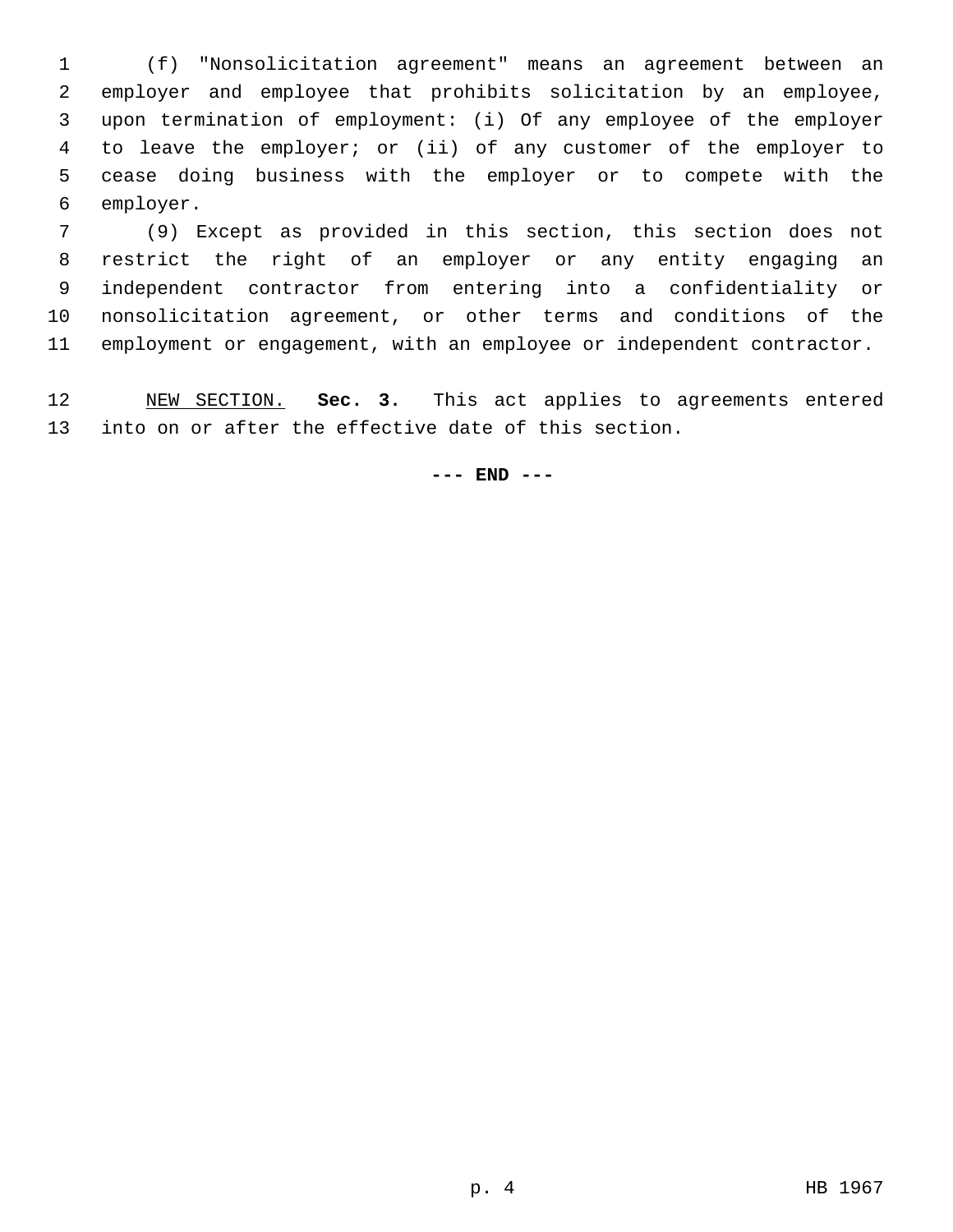(f) "Nonsolicitation agreement" means an agreement between an employer and employee that prohibits solicitation by an employee, upon termination of employment: (i) Of any employee of the employer to leave the employer; or (ii) of any customer of the employer to cease doing business with the employer or to compete with the employer.

(9) Except as provided in this section, this section does not restrict the right of an employer or any entity engaging an independent contractor from entering into a confidentiality or nonsolicitation agreement, or other terms and conditions of the employment or engagement, with an employee or independent contractor.

NEW SECTION. **Sec. 3.** This act applies to agreements entered into on or after the effective date of this section.

**--- END ---**